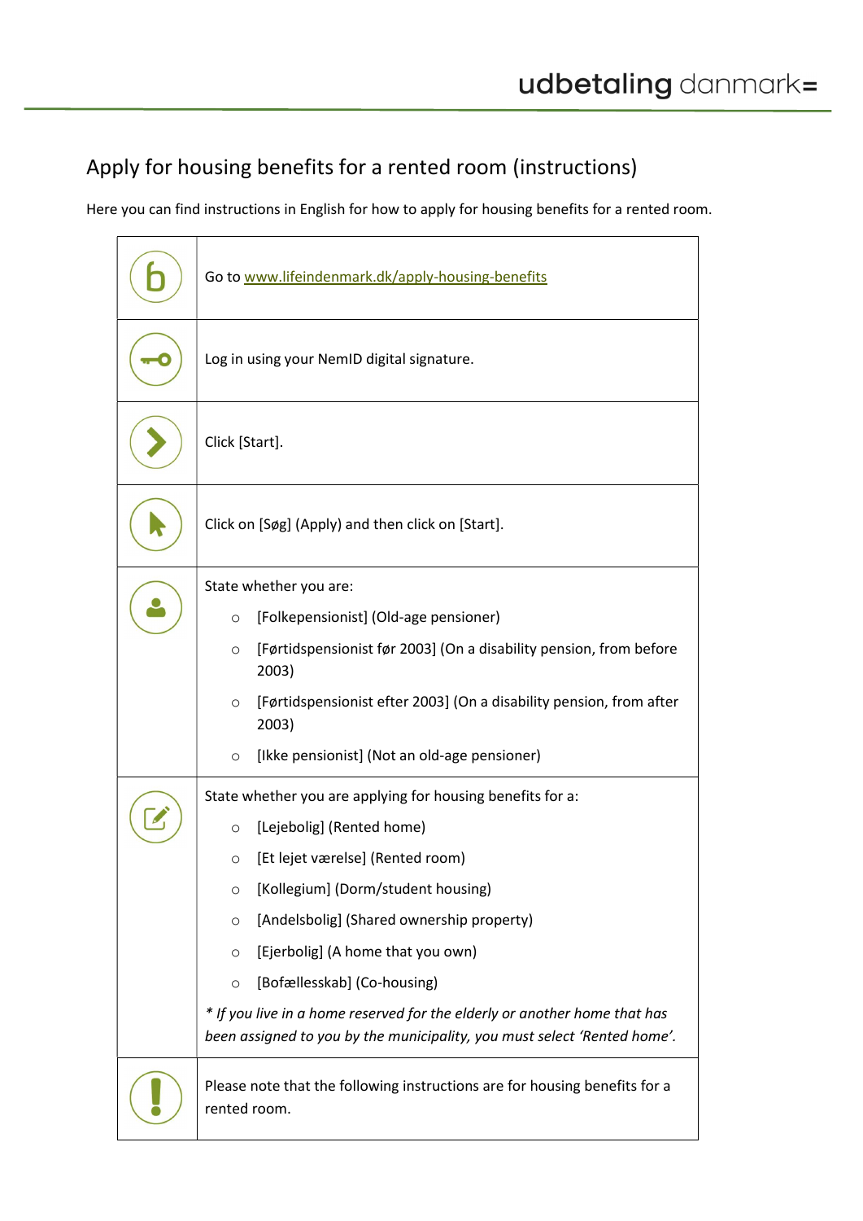# Apply for housing benefits for a rented room (instructions)

Here you can find instructions in English for how to apply for housing benefits for a rented room.

| | |
|---|---|
| | Go to www.lifeindenmark.dk/apply-housing-benefits |
| | Log in using your NemID digital signature. |
| | Click [Start]. |
| | Click on [Søg] (Apply) and then click on [Start]. |
| | State whether you are:<br>○ [Folkepensionist] (Old-age pensioner)<br>○ [Førtidspensionist før 2003] (On a disability pension, from before 2003)<br>○ [Førtidspensionist efter 2003] (On a disability pension, from after 2003)<br>○ [Ikke pensionist] (Not an old-age pensioner) |
| | State whether you are applying for housing benefits for a:<br>○ [Lejebolig] (Rented home)<br>○ [Et lejet værelse] (Rented room)<br>○ [Kollegium] (Dorm/student housing)<br>○ [Andelsbolig] (Shared ownership property)<br>○ [Ejerbolig] (A home that you own)<br>○ [Bofællesskab] (Co-housing)<br>*\* If you live in a home reserved for the elderly or another home that has been assigned to you by the municipality, you must select 'Rented home'.* |
| | Please note that the following instructions are for housing benefits for a rented room. |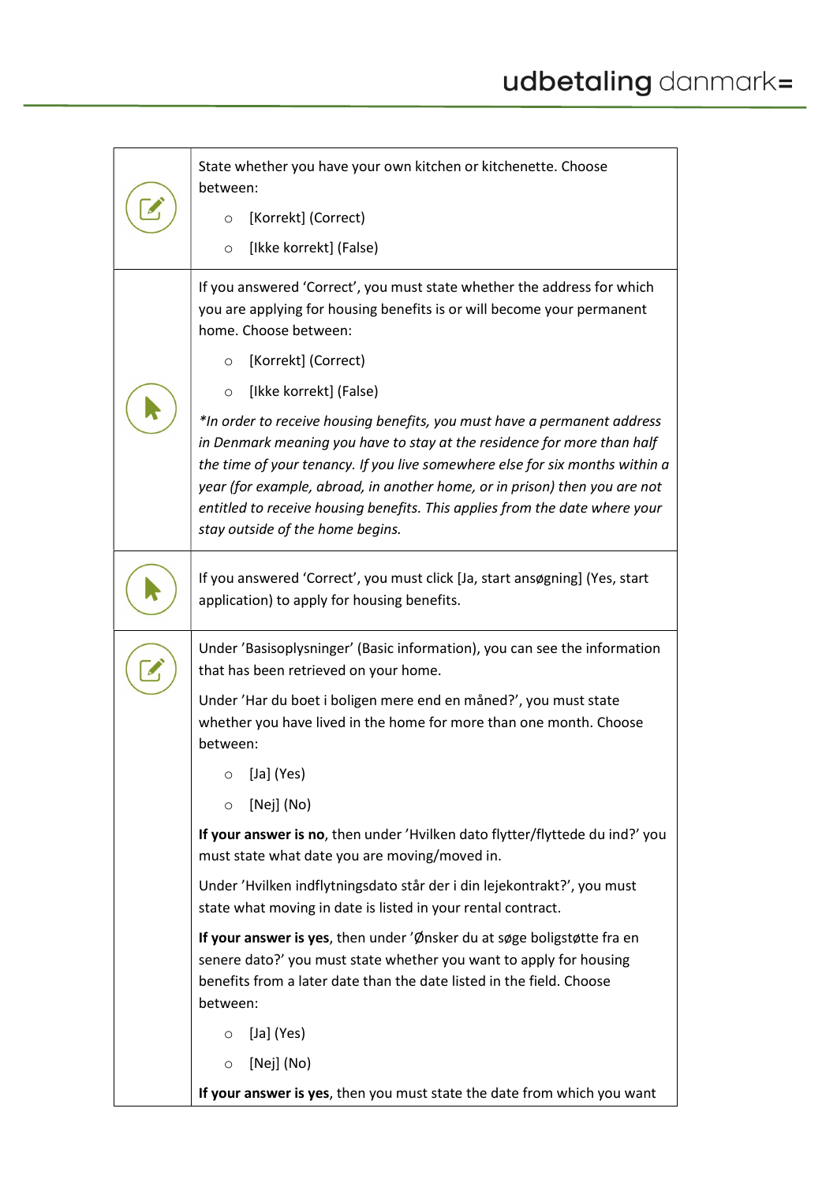| | |
|---|---|
| | State whether you have your own kitchen or kitchenette. Choose between:<br>○ [Korrekt] (Correct)<br>○ [Ikke korrekt] (False) |
| | If you answered 'Correct', you must state whether the address for which you are applying for housing benefits is or will become your permanent home. Choose between:<br>○ [Korrekt] (Correct)<br>○ [Ikke korrekt] (False)<br>*\*In order to receive housing benefits, you must have a permanent address in Denmark meaning you have to stay at the residence for more than half the time of your tenancy. If you live somewhere else for six months within a year (for example, abroad, in another home, or in prison) then you are not entitled to receive housing benefits. This applies from the date where your stay outside of the home begins.* |
| | If you answered 'Correct', you must click [Ja, start ansøgning] (Yes, start application) to apply for housing benefits. |
| | Under 'Basisoplysninger' (Basic information), you can see the information that has been retrieved on your home.<br>Under 'Har du boet i boligen mere end en måned?', you must state whether you have lived in the home for more than one month. Choose between:<br>○ [Ja] (Yes)<br>○ [Nej] (No)<br>**If your answer is no**, then under 'Hvilken dato flytter/flyttede du ind?' you must state what date you are moving/moved in.<br>Under 'Hvilken indflytningsdato står der i din lejekontrakt?', you must state what moving in date is listed in your rental contract.<br>**If your answer is yes**, then under 'Ønsker du at søge boligstøtte fra en senere dato?' you must state whether you want to apply for housing benefits from a later date than the date listed in the field. Choose between:<br>○ [Ja] (Yes)<br>○ [Nej] (No)<br>**If your answer is yes**, then you must state the date from which you want |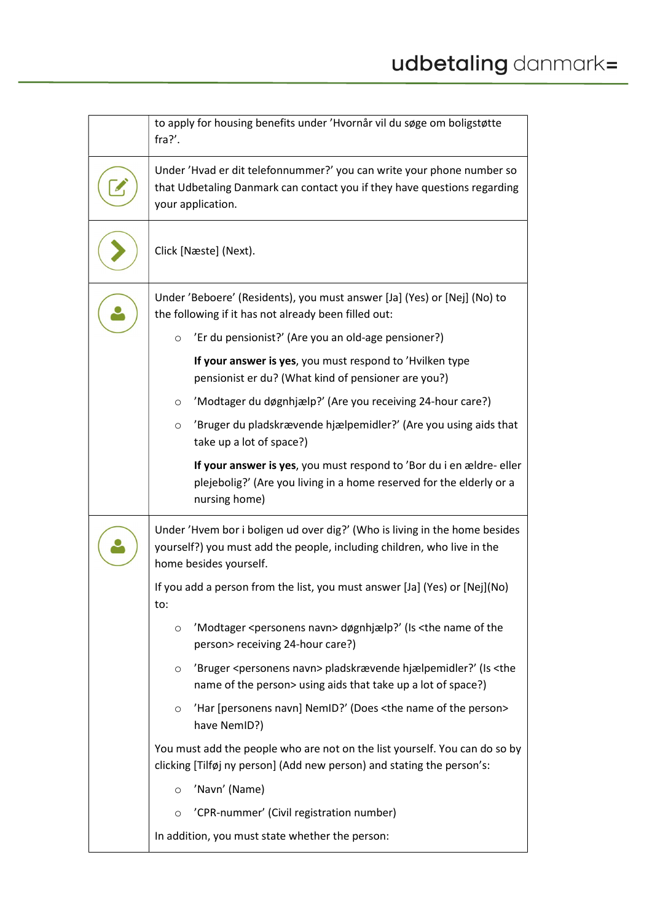| | |
|---|---|
| | to apply for housing benefits under ’Hvornår vil du søge om boligstøtte fra?’. |
| | Under ’Hvad er dit telefonnummer?’ you can write your phone number so that Udbetaling Danmark can contact you if they have questions regarding your application. |
| | Click [Næste] (Next). |
| | Under ’Beboere’ (Residents), you must answer [Ja] (Yes) or [Nej] (No) to the following if it has not already been filled out:<br>◦ ’Er du pensionist?’ (Are you an old-age pensioner?)<br>**If your answer is yes**, you must respond to ’Hvilken type pensionist er du? (What kind of pensioner are you?)<br>◦ ’Modtager du døgnhjælp?’ (Are you receiving 24-hour care?)<br>◦ ’Bruger du pladskrævende hjælpemidler?’ (Are you using aids that take up a lot of space?)<br>**If your answer is yes**, you must respond to ’Bor du i en ældre- eller plejebolig?’ (Are you living in a home reserved for the elderly or a nursing home) |
| | Under ’Hvem bor i boligen ud over dig?’ (Who is living in the home besides yourself?) you must add the people, including children, who live in the home besides yourself.<br>If you add a person from the list, you must answer [Ja] (Yes) or [Nej](No) to:<br>◦ ’Modtager <personens navn> døgnhjælp?’ (Is <the name of the person> receiving 24-hour care?)<br>◦ ’Bruger <personens navn> pladskrævende hjælpemidler?’ (Is <the name of the person> using aids that take up a lot of space?)<br>◦ ’Har [personens navn] NemID?’ (Does <the name of the person> have NemID?)<br>You must add the people who are not on the list yourself. You can do so by clicking [Tilføj ny person] (Add new person) and stating the person’s:<br>◦ ’Navn’ (Name)<br>◦ ’CPR-nummer’ (Civil registration number)<br>In addition, you must state whether the person: |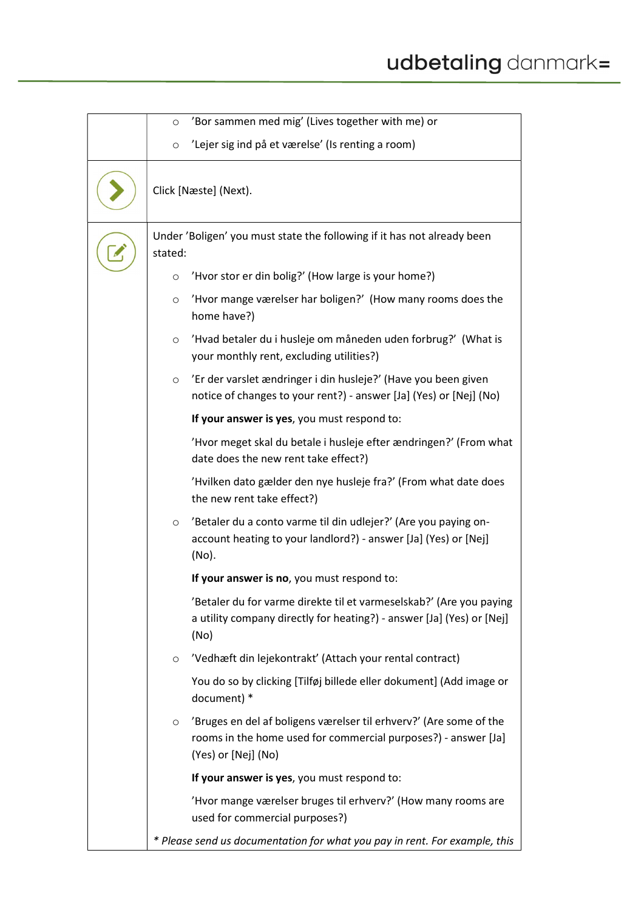| | |
|---|---|
| | ○ 'Bor sammen med mig' (Lives together with me) or<br><br>○ 'Lejer sig ind på et værelse' (Is renting a room) |
| | Click [Næste] (Next). |
| | Under 'Boligen' you must state the following if it has not already been stated:<br><br>○ 'Hvor stor er din bolig?' (How large is your home?)<br><br>○ 'Hvor mange værelser har boligen?' (How many rooms does the home have?)<br><br>○ 'Hvad betaler du i husleje om måneden uden forbrug?' (What is your monthly rent, excluding utilities?)<br><br>○ 'Er der varslet ændringer i din husleje?' (Have you been given notice of changes to your rent?) - answer [Ja] (Yes) or [Nej] (No)<br><br>**If your answer is yes**, you must respond to:<br><br>'Hvor meget skal du betale i husleje efter ændringen?' (From what date does the new rent take effect?)<br><br>'Hvilken dato gælder den nye husleje fra?' (From what date does the new rent take effect?)<br><br>○ 'Betaler du a conto varme til din udlejer?' (Are you paying on-account heating to your landlord?) - answer [Ja] (Yes) or [Nej] (No).<br><br>**If your answer is no**, you must respond to:<br><br>'Betaler du for varme direkte til et varmeselskab?' (Are you paying a utility company directly for heating?) - answer [Ja] (Yes) or [Nej] (No)<br><br>○ 'Vedhæft din lejekontrakt' (Attach your rental contract)<br><br>You do so by clicking [Tilføj billede eller dokument] (Add image or document) *<br><br>○ 'Bruges en del af boligens værelser til erhverv?' (Are some of the rooms in the home used for commercial purposes?) - answer [Ja] (Yes) or [Nej] (No)<br><br>**If your answer is yes**, you must respond to:<br><br>'Hvor mange værelser bruges til erhverv?' (How many rooms are used for commercial purposes?)<br><br>*\* Please send us documentation for what you pay in rent. For example, this* |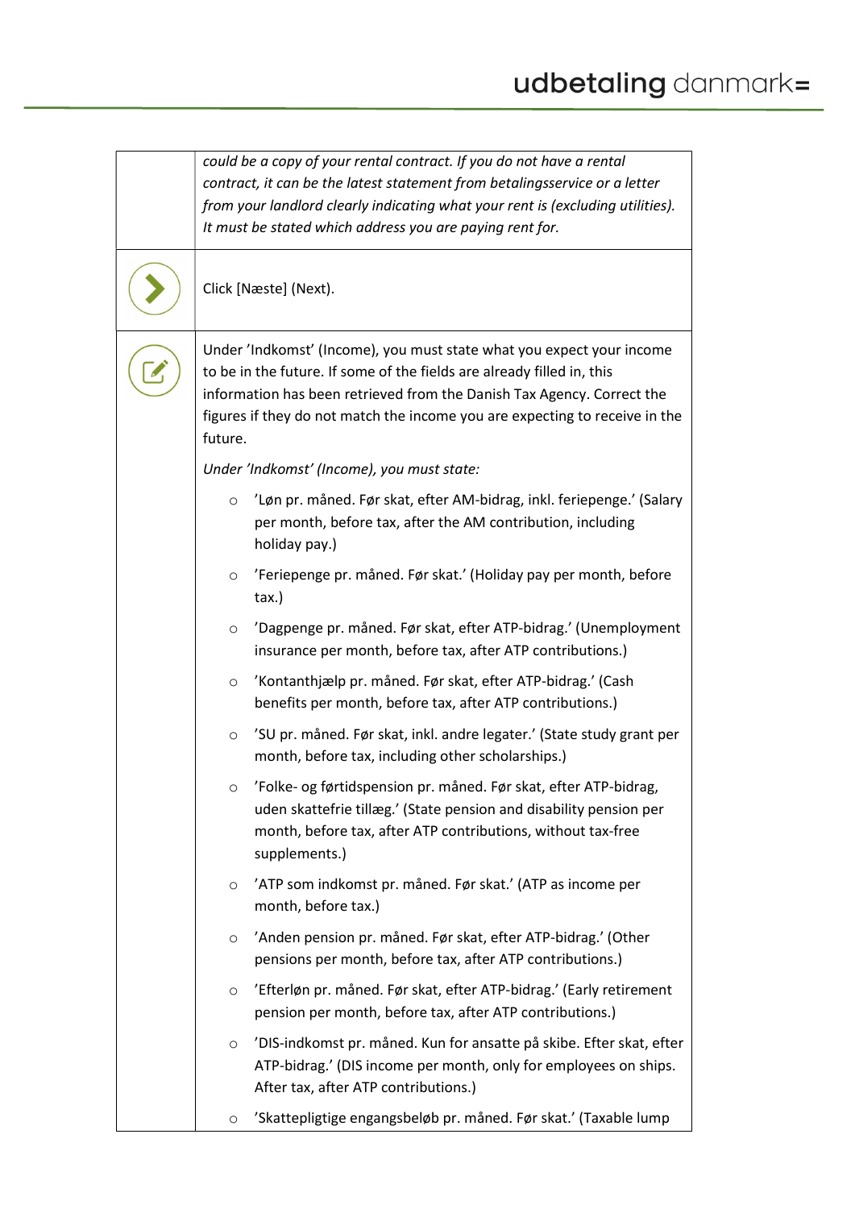| | |
|---|---|
| | *could be a copy of your rental contract. If you do not have a rental contract, it can be the latest statement from betalingsservice or a letter from your landlord clearly indicating what your rent is (excluding utilities). It must be stated which address you are paying rent for.* |
| | Click [Næste] (Next). |
| | Under 'Indkomst' (Income), you must state what you expect your income to be in the future. If some of the fields are already filled in, this information has been retrieved from the Danish Tax Agency. Correct the figures if they do not match the income you are expecting to receive in the future.<br><br>*Under 'Indkomst' (Income), you must state:*<br><br>○ 'Løn pr. måned. Før skat, efter AM-bidrag, inkl. feriepenge.' (Salary per month, before tax, after the AM contribution, including holiday pay.)<br>○ 'Feriepenge pr. måned. Før skat.' (Holiday pay per month, before tax.)<br>○ 'Dagpenge pr. måned. Før skat, efter ATP-bidrag.' (Unemployment insurance per month, before tax, after ATP contributions.)<br>○ 'Kontanthjælp pr. måned. Før skat, efter ATP-bidrag.' (Cash benefits per month, before tax, after ATP contributions.)<br>○ 'SU pr. måned. Før skat, inkl. andre legater.' (State study grant per month, before tax, including other scholarships.)<br>○ 'Folke- og førtidspension pr. måned. Før skat, efter ATP-bidrag, uden skattefrie tillæg.' (State pension and disability pension per month, before tax, after ATP contributions, without tax-free supplements.)<br>○ 'ATP som indkomst pr. måned. Før skat.' (ATP as income per month, before tax.)<br>○ 'Anden pension pr. måned. Før skat, efter ATP-bidrag.' (Other pensions per month, before tax, after ATP contributions.)<br>○ 'Efterløn pr. måned. Før skat, efter ATP-bidrag.' (Early retirement pension per month, before tax, after ATP contributions.)<br>○ 'DIS-indkomst pr. måned. Kun for ansatte på skibe. Efter skat, efter ATP-bidrag.' (DIS income per month, only for employees on ships. After tax, after ATP contributions.)<br>○ 'Skattepligtige engangsbeløb pr. måned. Før skat.' (Taxable lump |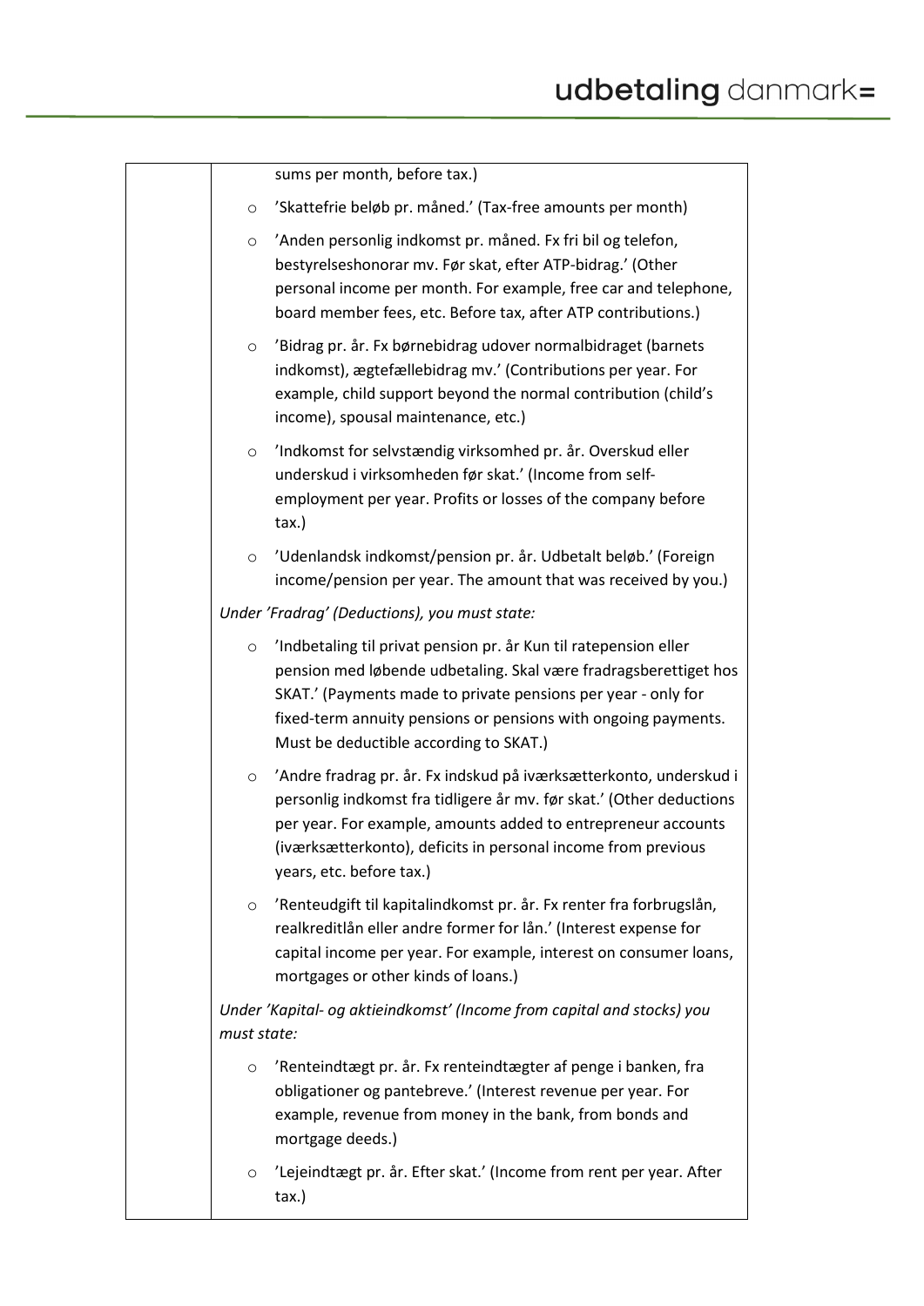| | sums per month, before tax.)<br><br>- 'Skattefrie beløb pr. måned.' (Tax-free amounts per month)<br>- 'Anden personlig indkomst pr. måned. Fx fri bil og telefon, bestyrelseshonorar mv. Før skat, efter ATP-bidrag.' (Other personal income per month. For example, free car and telephone, board member fees, etc. Before tax, after ATP contributions.)<br>- 'Bidrag pr. år. Fx børnebidrag udover normalbidraget (barnets indkomst), ægtefællebidrag mv.' (Contributions per year. For example, child support beyond the normal contribution (child's income), spousal maintenance, etc.)<br>- 'Indkomst for selvstændig virksomhed pr. år. Overskud eller underskud i virksomheden før skat.' (Income from self-employment per year. Profits or losses of the company before tax.)<br>- 'Udenlandsk indkomst/pension pr. år. Udbetalt beløb.' (Foreign income/pension per year. The amount that was received by you.)<br><br>*Under 'Fradrag' (Deductions), you must state:*<br><br>- 'Indbetaling til privat pension pr. år Kun til ratepension eller pension med løbende udbetaling. Skal være fradragsberettiget hos SKAT.' (Payments made to private pensions per year - only for fixed-term annuity pensions or pensions with ongoing payments. Must be deductible according to SKAT.)<br>- 'Andre fradrag pr. år. Fx indskud på iværksætterkonto, underskud i personlig indkomst fra tidligere år mv. før skat.' (Other deductions per year. For example, amounts added to entrepreneur accounts (iværksætterkonto), deficits in personal income from previous years, etc. before tax.)<br>- 'Renteudgift til kapitalindkomst pr. år. Fx renter fra forbrugslån, realkreditlån eller andre former for lån.' (Interest expense for capital income per year. For example, interest on consumer loans, mortgages or other kinds of loans.)<br><br>*Under 'Kapital- og aktieindkomst' (Income from capital and stocks) you must state:*<br><br>- 'Renteindtægt pr. år. Fx renteindtægter af penge i banken, fra obligationer og pantebreve.' (Interest revenue per year. For example, revenue from money in the bank, from bonds and mortgage deeds.)<br>- 'Lejeindtægt pr. år. Efter skat.' (Income from rent per year. After tax.) |
|---|---|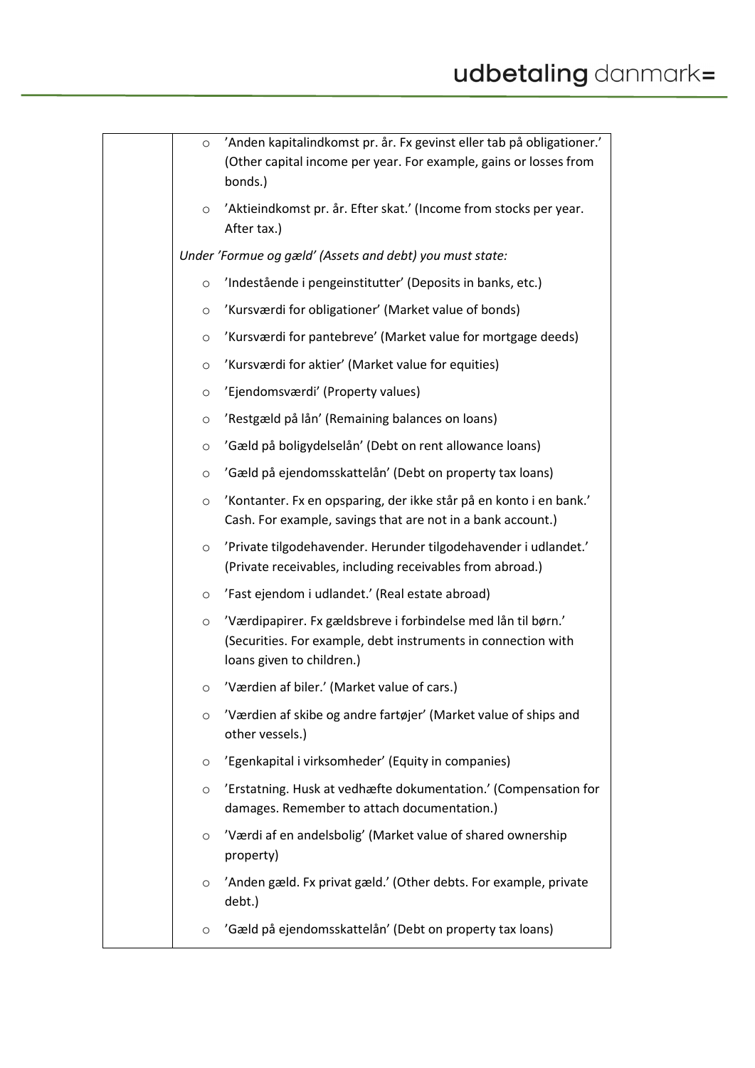| | ◦ 'Anden kapitalindkomst pr. år. Fx gevinst eller tab på obligationer.' (Other capital income per year. For example, gains or losses from bonds.)<br>◦ 'Aktieindkomst pr. år. Efter skat.' (Income from stocks per year. After tax.)<br>*Under 'Formue og gæld' (Assets and debt) you must state:*<br>◦ 'Indestående i pengeinstitutter' (Deposits in banks, etc.)<br>◦ 'Kursværdi for obligationer' (Market value of bonds)<br>◦ 'Kursværdi for pantebreve' (Market value for mortgage deeds)<br>◦ 'Kursværdi for aktier' (Market value for equities)<br>◦ 'Ejendomsværdi' (Property values)<br>◦ 'Restgæld på lån' (Remaining balances on loans)<br>◦ 'Gæld på boligydelselån' (Debt on rent allowance loans)<br>◦ 'Gæld på ejendomsskattelån' (Debt on property tax loans)<br>◦ 'Kontanter. Fx en opsparing, der ikke står på en konto i en bank.' Cash. For example, savings that are not in a bank account.)<br>◦ 'Private tilgodehavender. Herunder tilgodehavender i udlandet.' (Private receivables, including receivables from abroad.)<br>◦ 'Fast ejendom i udlandet.' (Real estate abroad)<br>◦ 'Værdipapirer. Fx gældsbreve i forbindelse med lån til børn.' (Securities. For example, debt instruments in connection with loans given to children.)<br>◦ 'Værdien af biler.' (Market value of cars.)<br>◦ 'Værdien af skibe og andre fartøjer' (Market value of ships and other vessels.)<br>◦ 'Egenkapital i virksomheder' (Equity in companies)<br>◦ 'Erstatning. Husk at vedhæfte dokumentation.' (Compensation for damages. Remember to attach documentation.)<br>◦ 'Værdi af en andelsbolig' (Market value of shared ownership property)<br>◦ 'Anden gæld. Fx privat gæld.' (Other debts. For example, private debt.)<br>◦ 'Gæld på ejendomsskattelån' (Debt on property tax loans) |
|---|---|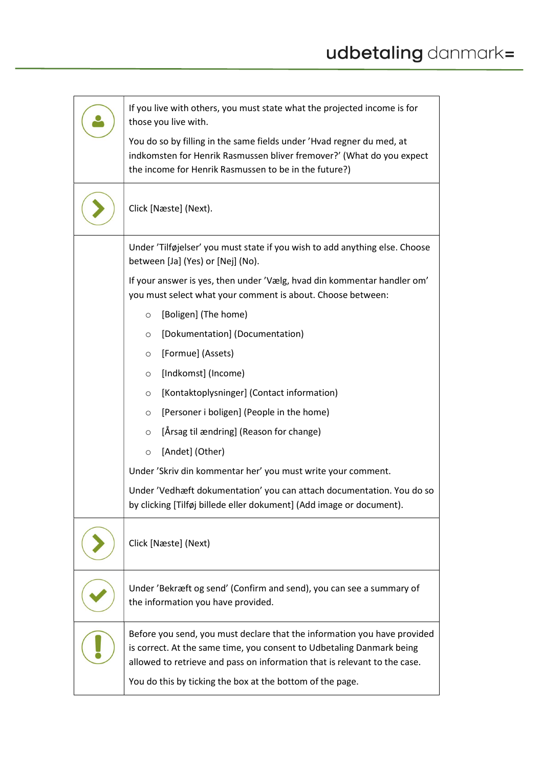| | |
|---|---|
| | If you live with others, you must state what the projected income is for those you live with.<br><br>You do so by filling in the same fields under 'Hvad regner du med, at indkomsten for Henrik Rasmussen bliver fremover?' (What do you expect the income for Henrik Rasmussen to be in the future?) |
| | Click [Næste] (Next). |
| | Under 'Tilføjelser' you must state if you wish to add anything else. Choose between [Ja] (Yes) or [Nej] (No).<br><br>If your answer is yes, then under 'Vælg, hvad din kommentar handler om' you must select what your comment is about. Choose between:<br>○ [Boligen] (The home)<br>○ [Dokumentation] (Documentation)<br>○ [Formue] (Assets)<br>○ [Indkomst] (Income)<br>○ [Kontaktoplysninger] (Contact information)<br>○ [Personer i boligen] (People in the home)<br>○ [Årsag til ændring] (Reason for change)<br>○ [Andet] (Other)<br><br>Under 'Skriv din kommentar her' you must write your comment.<br><br>Under 'Vedhæft dokumentation' you can attach documentation. You do so by clicking [Tilføj billede eller dokument] (Add image or document). |
| | Click [Næste] (Next) |
| | Under 'Bekræft og send' (Confirm and send), you can see a summary of the information you have provided. |
| | Before you send, you must declare that the information you have provided is correct. At the same time, you consent to Udbetaling Danmark being allowed to retrieve and pass on information that is relevant to the case.<br><br>You do this by ticking the box at the bottom of the page. |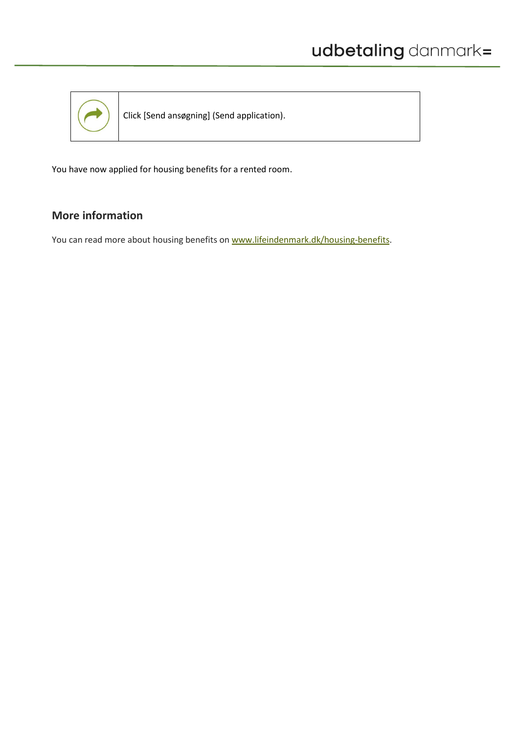| | |
|---|---|
| | Click [Send ansøgning] (Send application). |

You have now applied for housing benefits for a rented room.

## More information

You can read more about housing benefits on [www.lifeindenmark.dk/housing-benefits](www.lifeindenmark.dk/housing-benefits).